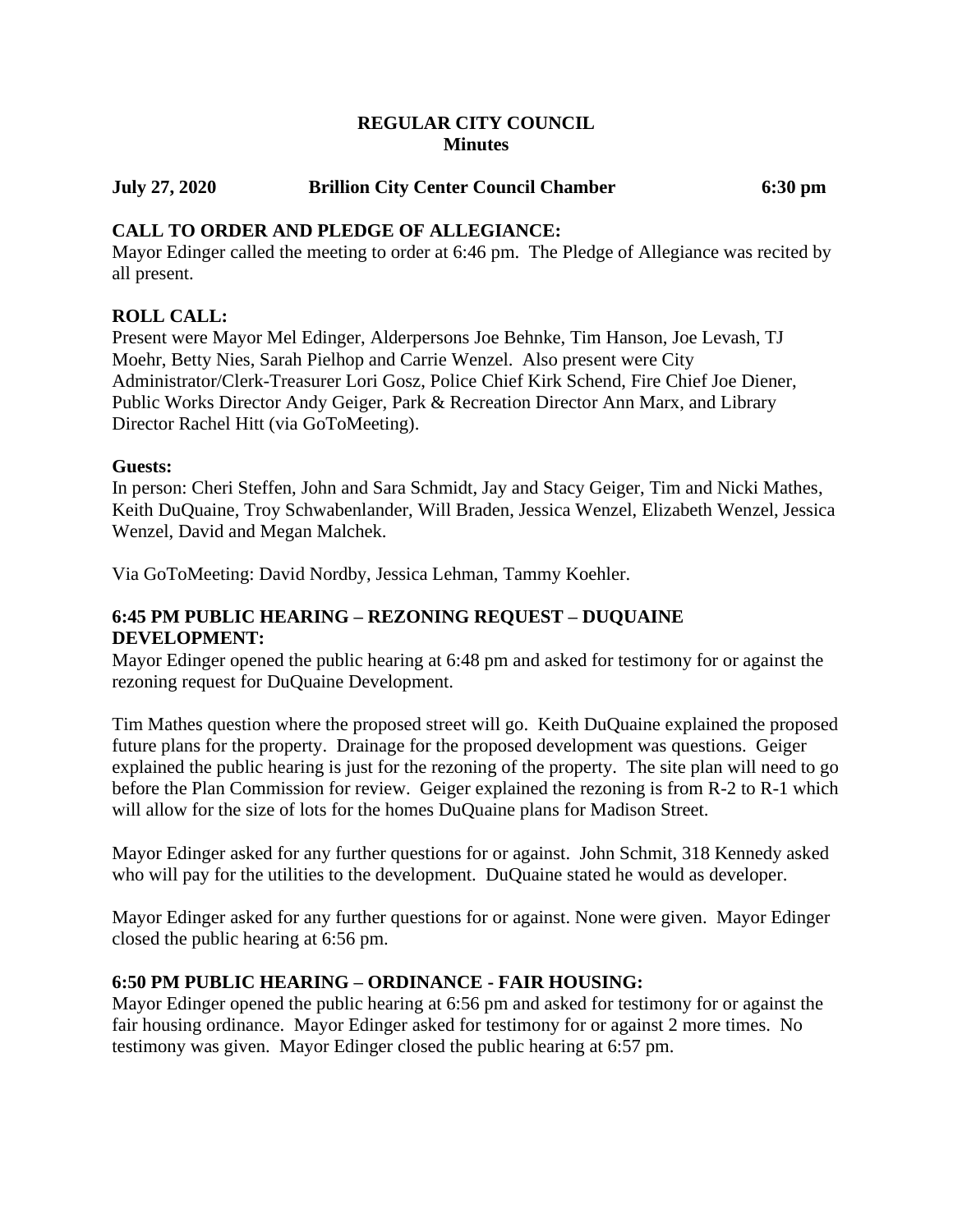**REGULAR CITY COUNCIL**
**Minutes**

**July 27, 2020 Brillion City Center Council Chamber 6:30 pm**

**CALL TO ORDER AND PLEDGE OF ALLEGIANCE:**
Mayor Edinger called the meeting to order at 6:46 pm. The Pledge of Allegiance was recited by all present.

**ROLL CALL:**
Present were Mayor Mel Edinger, Alderpersons Joe Behnke, Tim Hanson, Joe Levash, TJ Moehr, Betty Nies, Sarah Pielhop and Carrie Wenzel. Also present were City Administrator/Clerk-Treasurer Lori Gosz, Police Chief Kirk Schend, Fire Chief Joe Diener, Public Works Director Andy Geiger, Park & Recreation Director Ann Marx, and Library Director Rachel Hitt (via GoToMeeting).

**Guests:**
In person: Cheri Steffen, John and Sara Schmidt, Jay and Stacy Geiger, Tim and Nicki Mathes, Keith DuQuaine, Troy Schwabenlander, Will Braden, Jessica Wenzel, Elizabeth Wenzel, Jessica Wenzel, David and Megan Malchek.

Via GoToMeeting: David Nordby, Jessica Lehman, Tammy Koehler.

**6:45 PM PUBLIC HEARING – REZONING REQUEST – DUQUAINE DEVELOPMENT:**
Mayor Edinger opened the public hearing at 6:48 pm and asked for testimony for or against the rezoning request for DuQuaine Development.

Tim Mathes question where the proposed street will go. Keith DuQuaine explained the proposed future plans for the property. Drainage for the proposed development was questions. Geiger explained the public hearing is just for the rezoning of the property. The site plan will need to go before the Plan Commission for review. Geiger explained the rezoning is from R-2 to R-1 which will allow for the size of lots for the homes DuQuaine plans for Madison Street.

Mayor Edinger asked for any further questions for or against. John Schmit, 318 Kennedy asked who will pay for the utilities to the development. DuQuaine stated he would as developer.

Mayor Edinger asked for any further questions for or against. None were given. Mayor Edinger closed the public hearing at 6:56 pm.

**6:50 PM PUBLIC HEARING – ORDINANCE - FAIR HOUSING:**
Mayor Edinger opened the public hearing at 6:56 pm and asked for testimony for or against the fair housing ordinance. Mayor Edinger asked for testimony for or against 2 more times. No testimony was given. Mayor Edinger closed the public hearing at 6:57 pm.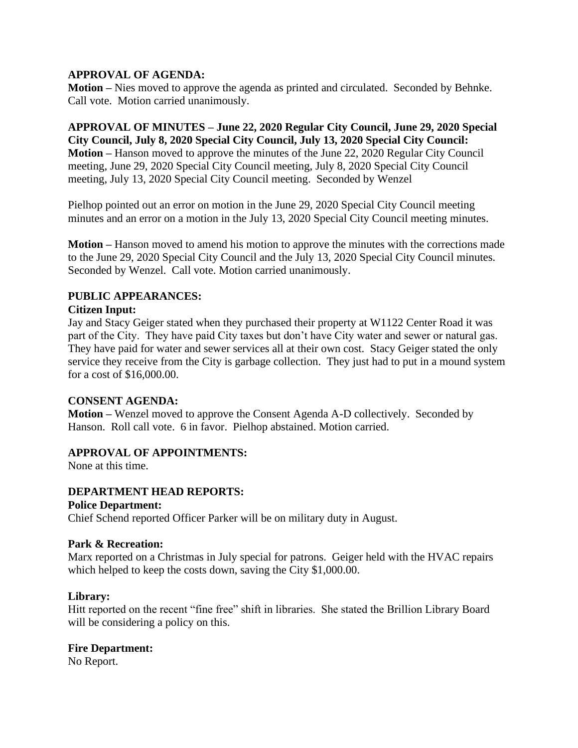**APPROVAL OF AGENDA:**

**Motion –** Nies moved to approve the agenda as printed and circulated. Seconded by Behnke. Call vote. Motion carried unanimously.

**APPROVAL OF MINUTES – June 22, 2020 Regular City Council, June 29, 2020 Special City Council, July 8, 2020 Special City Council, July 13, 2020 Special City Council:**

**Motion –** Hanson moved to approve the minutes of the June 22, 2020 Regular City Council meeting, June 29, 2020 Special City Council meeting, July 8, 2020 Special City Council meeting, July 13, 2020 Special City Council meeting. Seconded by Wenzel

Pielhop pointed out an error on motion in the June 29, 2020 Special City Council meeting minutes and an error on a motion in the July 13, 2020 Special City Council meeting minutes.

**Motion –** Hanson moved to amend his motion to approve the minutes with the corrections made to the June 29, 2020 Special City Council and the July 13, 2020 Special City Council minutes. Seconded by Wenzel. Call vote. Motion carried unanimously.

**PUBLIC APPEARANCES:**

**Citizen Input:**

Jay and Stacy Geiger stated when they purchased their property at W1122 Center Road it was part of the City. They have paid City taxes but don't have City water and sewer or natural gas. They have paid for water and sewer services all at their own cost. Stacy Geiger stated the only service they receive from the City is garbage collection. They just had to put in a mound system for a cost of $16,000.00.

**CONSENT AGENDA:**

**Motion –** Wenzel moved to approve the Consent Agenda A-D collectively. Seconded by Hanson. Roll call vote. 6 in favor. Pielhop abstained. Motion carried.

**APPROVAL OF APPOINTMENTS:**

None at this time.

**DEPARTMENT HEAD REPORTS:**

**Police Department:**

Chief Schend reported Officer Parker will be on military duty in August.

**Park & Recreation:**

Marx reported on a Christmas in July special for patrons. Geiger held with the HVAC repairs which helped to keep the costs down, saving the City $1,000.00.

**Library:**

Hitt reported on the recent "fine free" shift in libraries. She stated the Brillion Library Board will be considering a policy on this.

**Fire Department:**

No Report.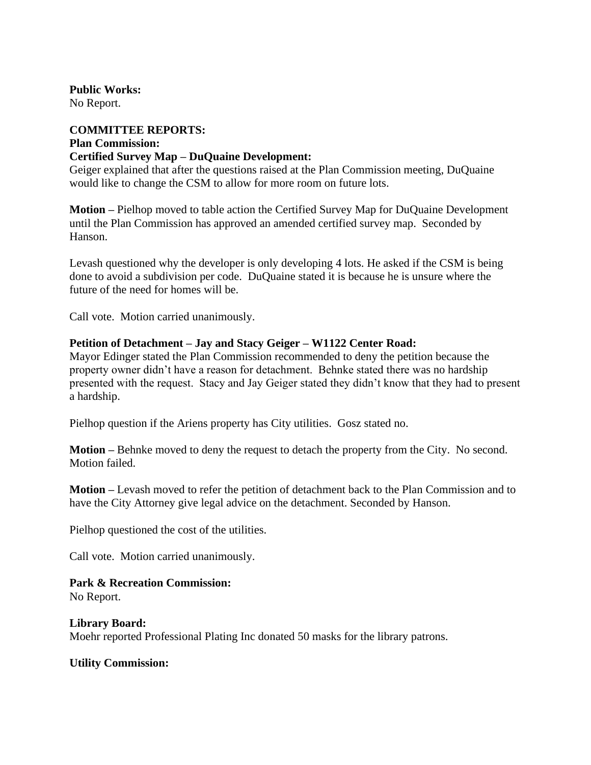**Public Works:**
No Report.

**COMMITTEE REPORTS:**

**Plan Commission:**

**Certified Survey Map – DuQuaine Development:**
Geiger explained that after the questions raised at the Plan Commission meeting, DuQuaine would like to change the CSM to allow for more room on future lots.

**Motion –** Pielhop moved to table action the Certified Survey Map for DuQuaine Development until the Plan Commission has approved an amended certified survey map. Seconded by Hanson.

Levash questioned why the developer is only developing 4 lots. He asked if the CSM is being done to avoid a subdivision per code. DuQuaine stated it is because he is unsure where the future of the need for homes will be.

Call vote. Motion carried unanimously.

**Petition of Detachment – Jay and Stacy Geiger – W1122 Center Road:**
Mayor Edinger stated the Plan Commission recommended to deny the petition because the property owner didn't have a reason for detachment. Behnke stated there was no hardship presented with the request. Stacy and Jay Geiger stated they didn't know that they had to present a hardship.

Pielhop question if the Ariens property has City utilities. Gosz stated no.

**Motion –** Behnke moved to deny the request to detach the property from the City. No second. Motion failed.

**Motion –** Levash moved to refer the petition of detachment back to the Plan Commission and to have the City Attorney give legal advice on the detachment. Seconded by Hanson.

Pielhop questioned the cost of the utilities.

Call vote. Motion carried unanimously.

**Park & Recreation Commission:**
No Report.

**Library Board:**
Moehr reported Professional Plating Inc donated 50 masks for the library patrons.

**Utility Commission:**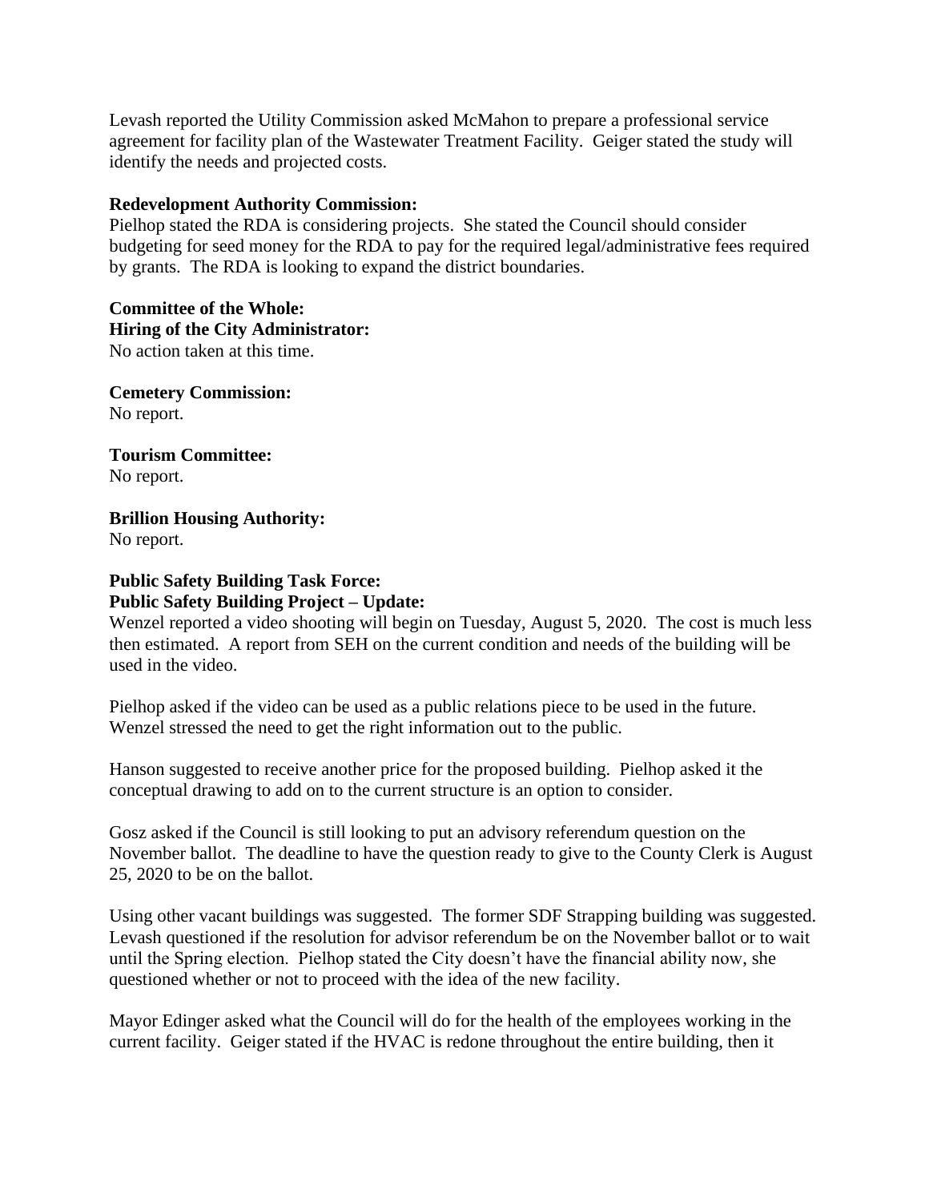Levash reported the Utility Commission asked McMahon to prepare a professional service agreement for facility plan of the Wastewater Treatment Facility. Geiger stated the study will identify the needs and projected costs.

**Redevelopment Authority Commission:**
Pielhop stated the RDA is considering projects. She stated the Council should consider budgeting for seed money for the RDA to pay for the required legal/administrative fees required by grants. The RDA is looking to expand the district boundaries.

**Committee of the Whole:**
**Hiring of the City Administrator:**
No action taken at this time.

**Cemetery Commission:**
No report.

**Tourism Committee:**
No report.

**Brillion Housing Authority:**
No report.

**Public Safety Building Task Force:**
**Public Safety Building Project – Update:**
Wenzel reported a video shooting will begin on Tuesday, August 5, 2020. The cost is much less then estimated. A report from SEH on the current condition and needs of the building will be used in the video.

Pielhop asked if the video can be used as a public relations piece to be used in the future. Wenzel stressed the need to get the right information out to the public.

Hanson suggested to receive another price for the proposed building. Pielhop asked it the conceptual drawing to add on to the current structure is an option to consider.

Gosz asked if the Council is still looking to put an advisory referendum question on the November ballot. The deadline to have the question ready to give to the County Clerk is August 25, 2020 to be on the ballot.

Using other vacant buildings was suggested. The former SDF Strapping building was suggested. Levash questioned if the resolution for advisor referendum be on the November ballot or to wait until the Spring election. Pielhop stated the City doesn't have the financial ability now, she questioned whether or not to proceed with the idea of the new facility.

Mayor Edinger asked what the Council will do for the health of the employees working in the current facility. Geiger stated if the HVAC is redone throughout the entire building, then it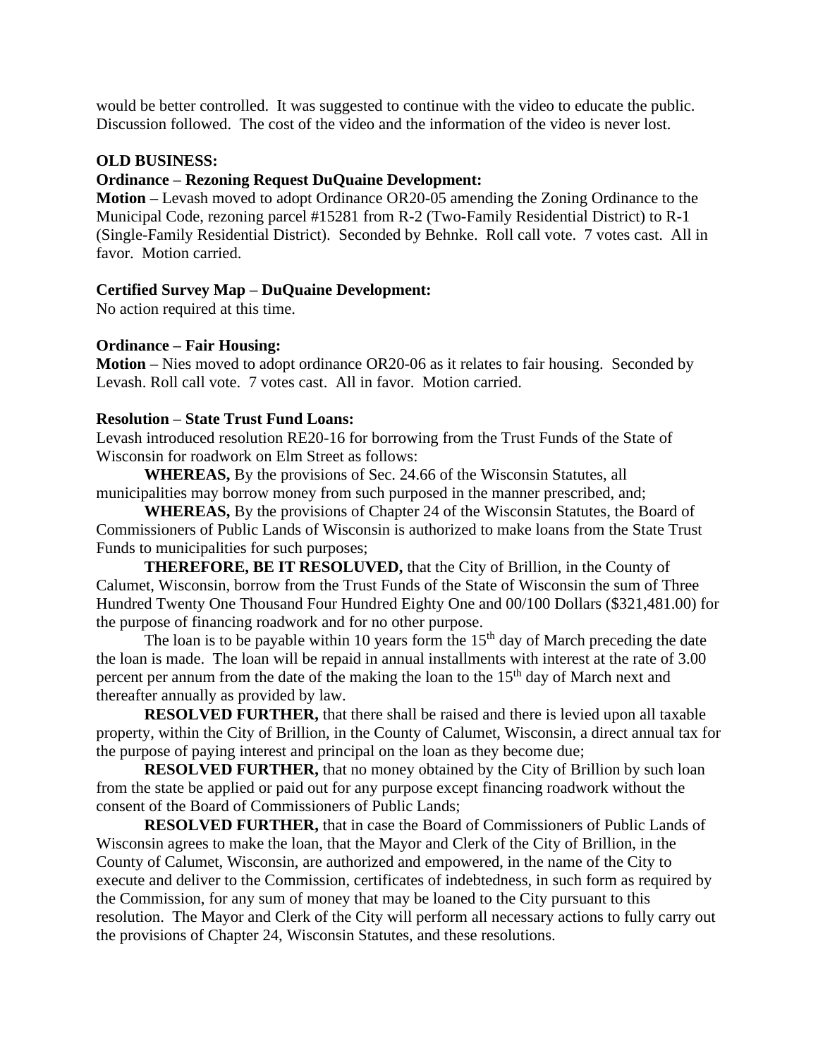would be better controlled. It was suggested to continue with the video to educate the public. Discussion followed. The cost of the video and the information of the video is never lost.

**OLD BUSINESS:**

**Ordinance – Rezoning Request DuQuaine Development:**

**Motion –** Levash moved to adopt Ordinance OR20-05 amending the Zoning Ordinance to the Municipal Code, rezoning parcel #15281 from R-2 (Two-Family Residential District) to R-1 (Single-Family Residential District). Seconded by Behnke. Roll call vote. 7 votes cast. All in favor. Motion carried.

**Certified Survey Map – DuQuaine Development:**

No action required at this time.

**Ordinance – Fair Housing:**

**Motion –** Nies moved to adopt ordinance OR20-06 as it relates to fair housing. Seconded by Levash. Roll call vote. 7 votes cast. All in favor. Motion carried.

**Resolution – State Trust Fund Loans:**

Levash introduced resolution RE20-16 for borrowing from the Trust Funds of the State of Wisconsin for roadwork on Elm Street as follows:

**WHEREAS,** By the provisions of Sec. 24.66 of the Wisconsin Statutes, all municipalities may borrow money from such purposed in the manner prescribed, and;

**WHEREAS,** By the provisions of Chapter 24 of the Wisconsin Statutes, the Board of Commissioners of Public Lands of Wisconsin is authorized to make loans from the State Trust Funds to municipalities for such purposes;

**THEREFORE, BE IT RESOLUVED,** that the City of Brillion, in the County of Calumet, Wisconsin, borrow from the Trust Funds of the State of Wisconsin the sum of Three Hundred Twenty One Thousand Four Hundred Eighty One and 00/100 Dollars ($321,481.00) for the purpose of financing roadwork and for no other purpose.

The loan is to be payable within 10 years form the 15th day of March preceding the date the loan is made. The loan will be repaid in annual installments with interest at the rate of 3.00 percent per annum from the date of the making the loan to the 15th day of March next and thereafter annually as provided by law.

**RESOLVED FURTHER,** that there shall be raised and there is levied upon all taxable property, within the City of Brillion, in the County of Calumet, Wisconsin, a direct annual tax for the purpose of paying interest and principal on the loan as they become due;

**RESOLVED FURTHER,** that no money obtained by the City of Brillion by such loan from the state be applied or paid out for any purpose except financing roadwork without the consent of the Board of Commissioners of Public Lands;

**RESOLVED FURTHER,** that in case the Board of Commissioners of Public Lands of Wisconsin agrees to make the loan, that the Mayor and Clerk of the City of Brillion, in the County of Calumet, Wisconsin, are authorized and empowered, in the name of the City to execute and deliver to the Commission, certificates of indebtedness, in such form as required by the Commission, for any sum of money that may be loaned to the City pursuant to this resolution. The Mayor and Clerk of the City will perform all necessary actions to fully carry out the provisions of Chapter 24, Wisconsin Statutes, and these resolutions.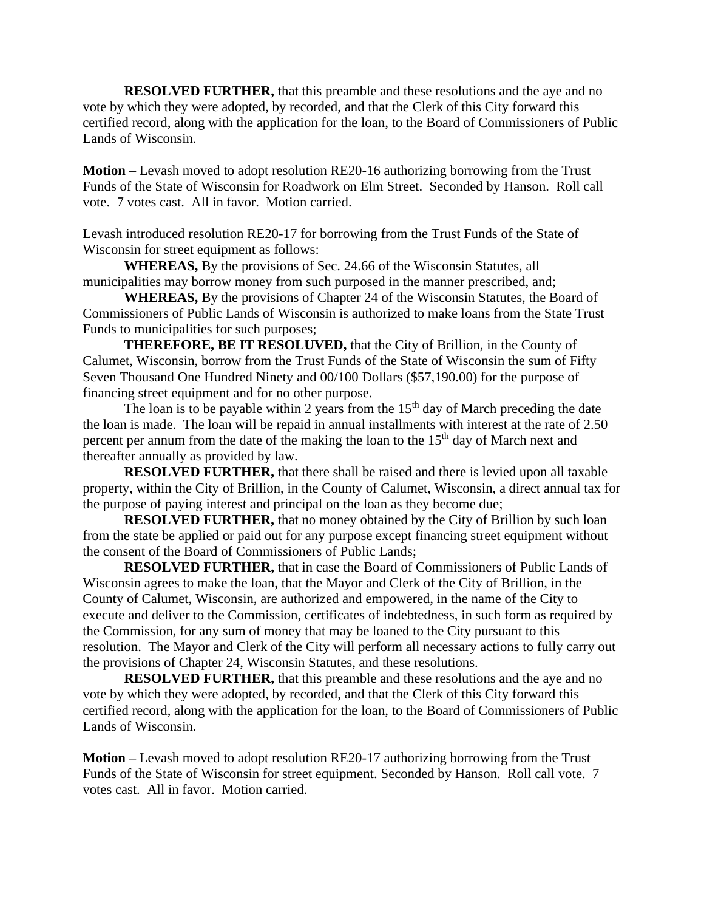**RESOLVED FURTHER,** that this preamble and these resolutions and the aye and no vote by which they were adopted, by recorded, and that the Clerk of this City forward this certified record, along with the application for the loan, to the Board of Commissioners of Public Lands of Wisconsin.

**Motion –** Levash moved to adopt resolution RE20-16 authorizing borrowing from the Trust Funds of the State of Wisconsin for Roadwork on Elm Street. Seconded by Hanson. Roll call vote. 7 votes cast. All in favor. Motion carried.

Levash introduced resolution RE20-17 for borrowing from the Trust Funds of the State of Wisconsin for street equipment as follows:

**WHEREAS,** By the provisions of Sec. 24.66 of the Wisconsin Statutes, all municipalities may borrow money from such purposed in the manner prescribed, and;

**WHEREAS,** By the provisions of Chapter 24 of the Wisconsin Statutes, the Board of Commissioners of Public Lands of Wisconsin is authorized to make loans from the State Trust Funds to municipalities for such purposes;

**THEREFORE, BE IT RESOLUVED,** that the City of Brillion, in the County of Calumet, Wisconsin, borrow from the Trust Funds of the State of Wisconsin the sum of Fifty Seven Thousand One Hundred Ninety and 00/100 Dollars ($57,190.00) for the purpose of financing street equipment and for no other purpose.

The loan is to be payable within 2 years from the 15th day of March preceding the date the loan is made. The loan will be repaid in annual installments with interest at the rate of 2.50 percent per annum from the date of the making the loan to the 15th day of March next and thereafter annually as provided by law.

**RESOLVED FURTHER,** that there shall be raised and there is levied upon all taxable property, within the City of Brillion, in the County of Calumet, Wisconsin, a direct annual tax for the purpose of paying interest and principal on the loan as they become due;

**RESOLVED FURTHER,** that no money obtained by the City of Brillion by such loan from the state be applied or paid out for any purpose except financing street equipment without the consent of the Board of Commissioners of Public Lands;

**RESOLVED FURTHER,** that in case the Board of Commissioners of Public Lands of Wisconsin agrees to make the loan, that the Mayor and Clerk of the City of Brillion, in the County of Calumet, Wisconsin, are authorized and empowered, in the name of the City to execute and deliver to the Commission, certificates of indebtedness, in such form as required by the Commission, for any sum of money that may be loaned to the City pursuant to this resolution. The Mayor and Clerk of the City will perform all necessary actions to fully carry out the provisions of Chapter 24, Wisconsin Statutes, and these resolutions.

**RESOLVED FURTHER,** that this preamble and these resolutions and the aye and no vote by which they were adopted, by recorded, and that the Clerk of this City forward this certified record, along with the application for the loan, to the Board of Commissioners of Public Lands of Wisconsin.

**Motion –** Levash moved to adopt resolution RE20-17 authorizing borrowing from the Trust Funds of the State of Wisconsin for street equipment. Seconded by Hanson. Roll call vote. 7 votes cast. All in favor. Motion carried.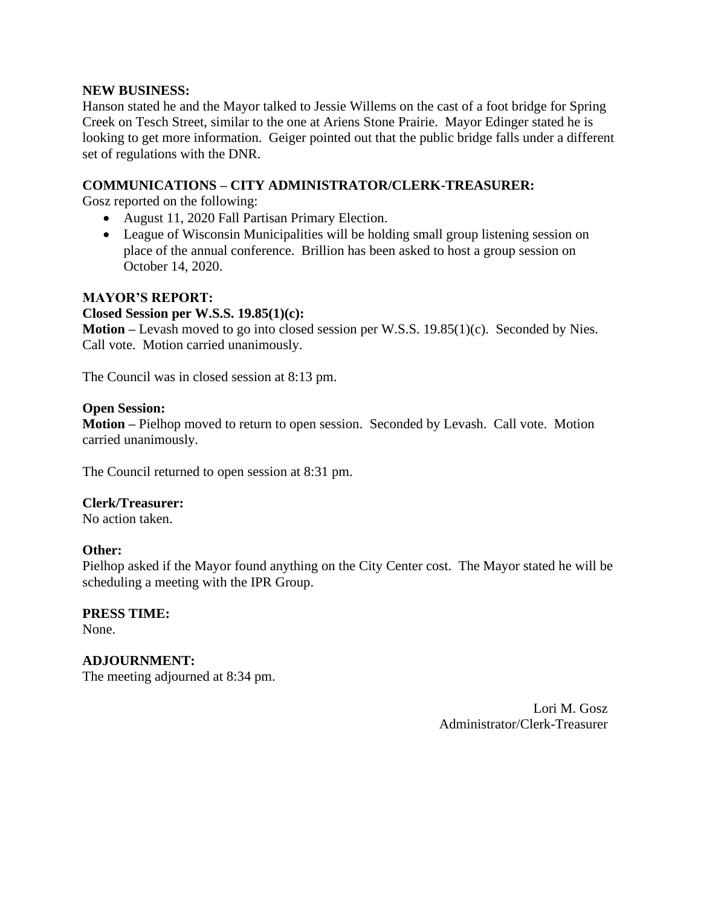**NEW BUSINESS:**

Hanson stated he and the Mayor talked to Jessie Willems on the cast of a foot bridge for Spring Creek on Tesch Street, similar to the one at Ariens Stone Prairie. Mayor Edinger stated he is looking to get more information. Geiger pointed out that the public bridge falls under a different set of regulations with the DNR.

**COMMUNICATIONS – CITY ADMINISTRATOR/CLERK-TREASURER:**

Gosz reported on the following:

- August 11, 2020 Fall Partisan Primary Election.
- League of Wisconsin Municipalities will be holding small group listening session on place of the annual conference. Brillion has been asked to host a group session on October 14, 2020.

**MAYOR'S REPORT:**

**Closed Session per W.S.S. 19.85(1)(c):**

**Motion –** Levash moved to go into closed session per W.S.S. 19.85(1)(c). Seconded by Nies. Call vote. Motion carried unanimously.

The Council was in closed session at 8:13 pm.

**Open Session:**

**Motion –** Pielhop moved to return to open session. Seconded by Levash. Call vote. Motion carried unanimously.

The Council returned to open session at 8:31 pm.

**Clerk/Treasurer:**

No action taken.

**Other:**

Pielhop asked if the Mayor found anything on the City Center cost. The Mayor stated he will be scheduling a meeting with the IPR Group.

**PRESS TIME:**

None.

**ADJOURNMENT:**

The meeting adjourned at 8:34 pm.

Lori M. Gosz
Administrator/Clerk-Treasurer